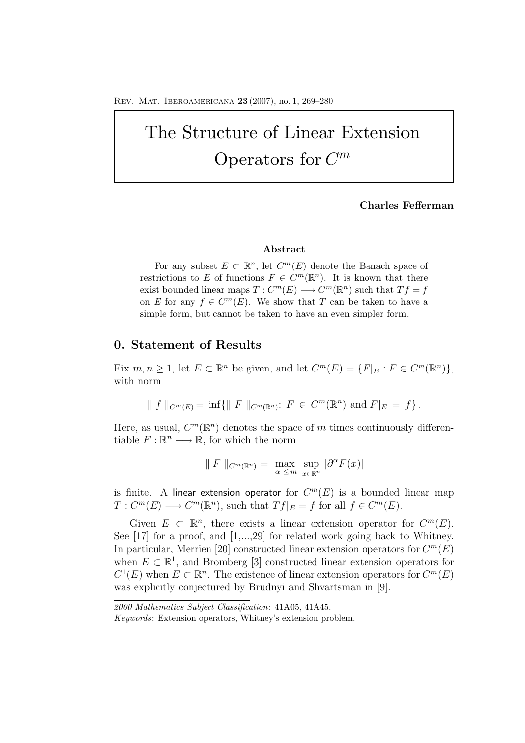# The Structure of Linear Extension Operators for $C^m$

**Charles Fefferman**

### Abstract

For any subset $E \subset \mathbb{R}^n$, let $C^m(E)$ denote the Banach space of restrictions to $E$ of functions $F \in C^m(\mathbb{R}^n)$. It is known that there exist bounded linear maps $T : C^m(E) \longrightarrow C^m(\mathbb{R}^n)$ such that $Tf = f$ on $E$ for any $f \in C^m(E)$. We show that $T$ can be taken to have a simple form, but cannot be taken to have an even simpler form.

## 0. Statement of Results

Fix $m, n \geq 1$, let $E \subset \mathbb{R}^n$ be given, and let $C^m(E) = \{F|_E : F \in C^m(\mathbb{R}^n)\}$, with norm

$$\| f \|_{C^m(E)} = \inf\{\| F \|_{C^m(\mathbb{R}^n)} : F \in C^m(\mathbb{R}^n) \text{ and } F|_E = f\}.$$

Here, as usual, $C^m(\mathbb{R}^n)$ denotes the space of $m$ times continuously differentiable $F : \mathbb{R}^n \longrightarrow \mathbb{R}$, for which the norm

$$\| F \|_{C^m(\mathbb{R}^n)} = \max_{|\alpha| \leq m} \sup_{x \in \mathbb{R}^n} |\partial^\alpha F(x)|$$

is finite. A linear extension operator for $C^m(E)$ is a bounded linear map $T : C^m(E) \longrightarrow C^m(\mathbb{R}^n)$, such that $Tf|_E = f$ for all $f \in C^m(E)$.

Given $E \subset \mathbb{R}^n$, there exists a linear extension operator for $C^m(E)$. See [17] for a proof, and [1,...,29] for related work going back to Whitney. In particular, Merrien [20] constructed linear extension operators for $C^m(E)$ when $E \subset \mathbb{R}^1$, and Bromberg [3] constructed linear extension operators for $C^1(E)$ when $E \subset \mathbb{R}^n$. The existence of linear extension operators for $C^m(E)$ was explicitly conjectured by Brudnyi and Shvartsman in [9].

*2000 Mathematics Subject Classification*: 41A05, 41A45.

*Keywords*: Extension operators, Whitney's extension problem.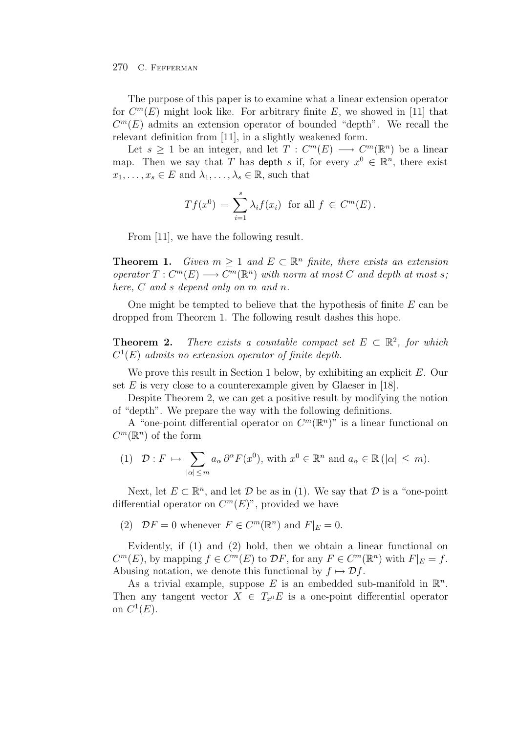The purpose of this paper is to examine what a linear extension operator for $C^m(E)$ might look like. For arbitrary finite $E$, we showed in [11] that $C^m(E)$ admits an extension operator of bounded "depth". We recall the relevant definition from [11], in a slightly weakened form.

Let $s \geq 1$ be an integer, and let $T : C^m(E) \longrightarrow C^m(\mathbb{R}^n)$ be a linear map. Then we say that $T$ has depth $s$ if, for every $x^0 \in \mathbb{R}^n$, there exist $x_1, \ldots, x_s \in E$ and $\lambda_1, \ldots, \lambda_s \in \mathbb{R}$, such that

$$Tf(x^0) = \sum_{i=1}^{s} \lambda_i f(x_i) \text{ for all } f \in C^m(E).$$

From [11], we have the following result.

**Theorem 1.** *Given $m \geq 1$ and $E \subset \mathbb{R}^n$ finite, there exists an extension operator $T : C^m(E) \longrightarrow C^m(\mathbb{R}^n)$ with norm at most $C$ and depth at most $s$; here, $C$ and $s$ depend only on $m$ and $n$.*

One might be tempted to believe that the hypothesis of finite $E$ can be dropped from Theorem 1. The following result dashes this hope.

**Theorem 2.** *There exists a countable compact set $E \subset \mathbb{R}^2$, for which $C^1(E)$ admits no extension operator of finite depth.*

We prove this result in Section 1 below, by exhibiting an explicit $E$. Our set $E$ is very close to a counterexample given by Glaeser in [18].

Despite Theorem 2, we can get a positive result by modifying the notion of "depth". We prepare the way with the following definitions.

A "one-point differential operator on $C^m(\mathbb{R}^n)$" is a linear functional on $C^m(\mathbb{R}^n)$ of the form

$$(1) \quad \mathcal{D} : F \mapsto \sum_{|\alpha| \leq m} a_\alpha \, \partial^\alpha F(x^0), \text{ with } x^0 \in \mathbb{R}^n \text{ and } a_\alpha \in \mathbb{R} \, (|\alpha| \leq m).$$

Next, let $E \subset \mathbb{R}^n$, and let $\mathcal{D}$ be as in (1). We say that $\mathcal{D}$ is a "one-point differential operator on $C^m(E)$", provided we have

(2) $\mathcal{D}F = 0$ whenever $F \in C^m(\mathbb{R}^n)$ and $F|_E = 0$.

Evidently, if (1) and (2) hold, then we obtain a linear functional on $C^m(E)$, by mapping $f \in C^m(E)$ to $\mathcal{D}F$, for any $F \in C^m(\mathbb{R}^n)$ with $F|_E = f$. Abusing notation, we denote this functional by $f \mapsto \mathcal{D}f$.

As a trivial example, suppose $E$ is an embedded sub-manifold in $\mathbb{R}^n$. Then any tangent vector $X \in T_{x^0}E$ is a one-point differential operator on $C^1(E)$.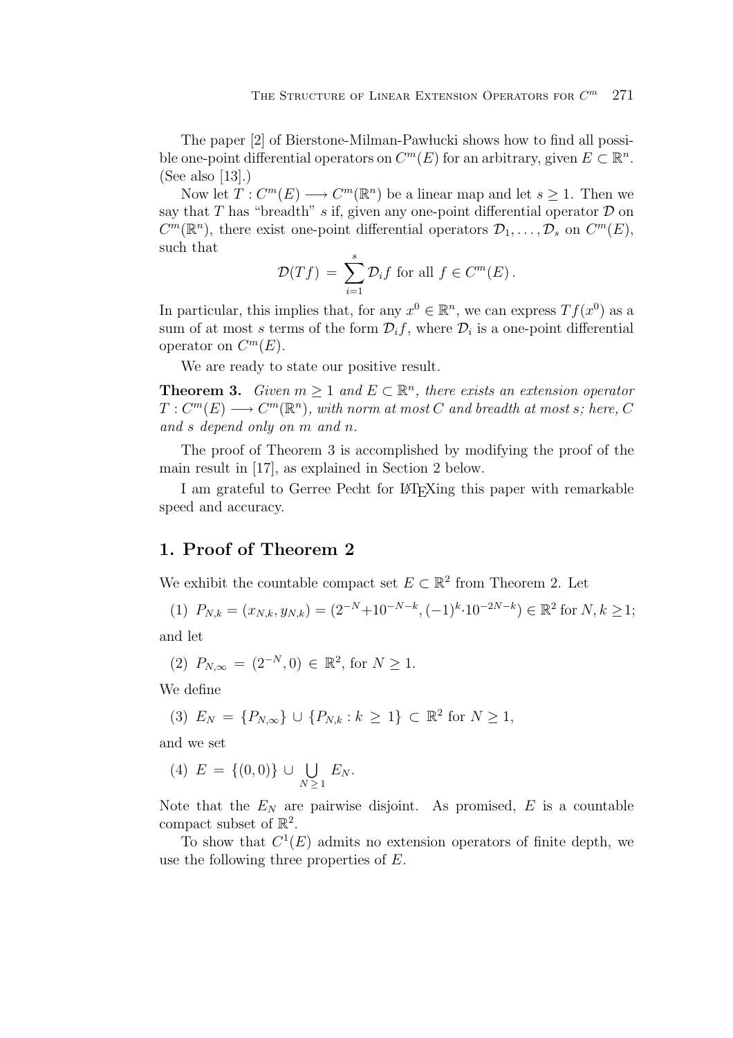The paper [2] of Bierstone-Milman-Pawłucki shows how to find all possible one-point differential operators on $C^m(E)$ for an arbitrary, given $E \subset \mathbb{R}^n$. (See also [13].)

Now let $T : C^m(E) \longrightarrow C^m(\mathbb{R}^n)$ be a linear map and let $s \geq 1$. Then we say that $T$ has "breadth" $s$ if, given any one-point differential operator $\mathcal{D}$ on $C^m(\mathbb{R}^n)$, there exist one-point differential operators $\mathcal{D}_1, \ldots, \mathcal{D}_s$ on $C^m(E)$, such that

$$\mathcal{D}(Tf) = \sum_{i=1}^{s} \mathcal{D}_i f \text{ for all } f \in C^m(E).$$

In particular, this implies that, for any $x^0 \in \mathbb{R}^n$, we can express $Tf(x^0)$ as a sum of at most $s$ terms of the form $\mathcal{D}_i f$, where $\mathcal{D}_i$ is a one-point differential operator on $C^m(E)$.

We are ready to state our positive result.

**Theorem 3.** *Given $m \geq 1$ and $E \subset \mathbb{R}^n$, there exists an extension operator $T : C^m(E) \longrightarrow C^m(\mathbb{R}^n)$, with norm at most $C$ and breadth at most $s$; here, $C$ and $s$ depend only on $m$ and $n$.*

The proof of Theorem 3 is accomplished by modifying the proof of the main result in [17], as explained in Section 2 below.

I am grateful to Gerree Pecht for LaTeXing this paper with remarkable speed and accuracy.

## 1. Proof of Theorem 2

We exhibit the countable compact set $E \subset \mathbb{R}^2$ from Theorem 2. Let

(1) $P_{N,k} = (x_{N,k}, y_{N,k}) = (2^{-N} + 10^{-N-k}, (-1)^k \cdot 10^{-2N-k}) \in \mathbb{R}^2$ for $N, k \geq 1$;

and let

(2) $P_{N,\infty} = (2^{-N}, 0) \in \mathbb{R}^2$, for $N \geq 1$.

We define

(3) $E_N = \{P_{N,\infty}\} \cup \{P_{N,k} : k \geq 1\} \subset \mathbb{R}^2$ for $N \geq 1$,

and we set

(4) $E = \{(0,0)\} \cup \bigcup_{N \geq 1} E_N$.

Note that the $E_N$ are pairwise disjoint. As promised, $E$ is a countable compact subset of $\mathbb{R}^2$.

To show that $C^1(E)$ admits no extension operators of finite depth, we use the following three properties of $E$.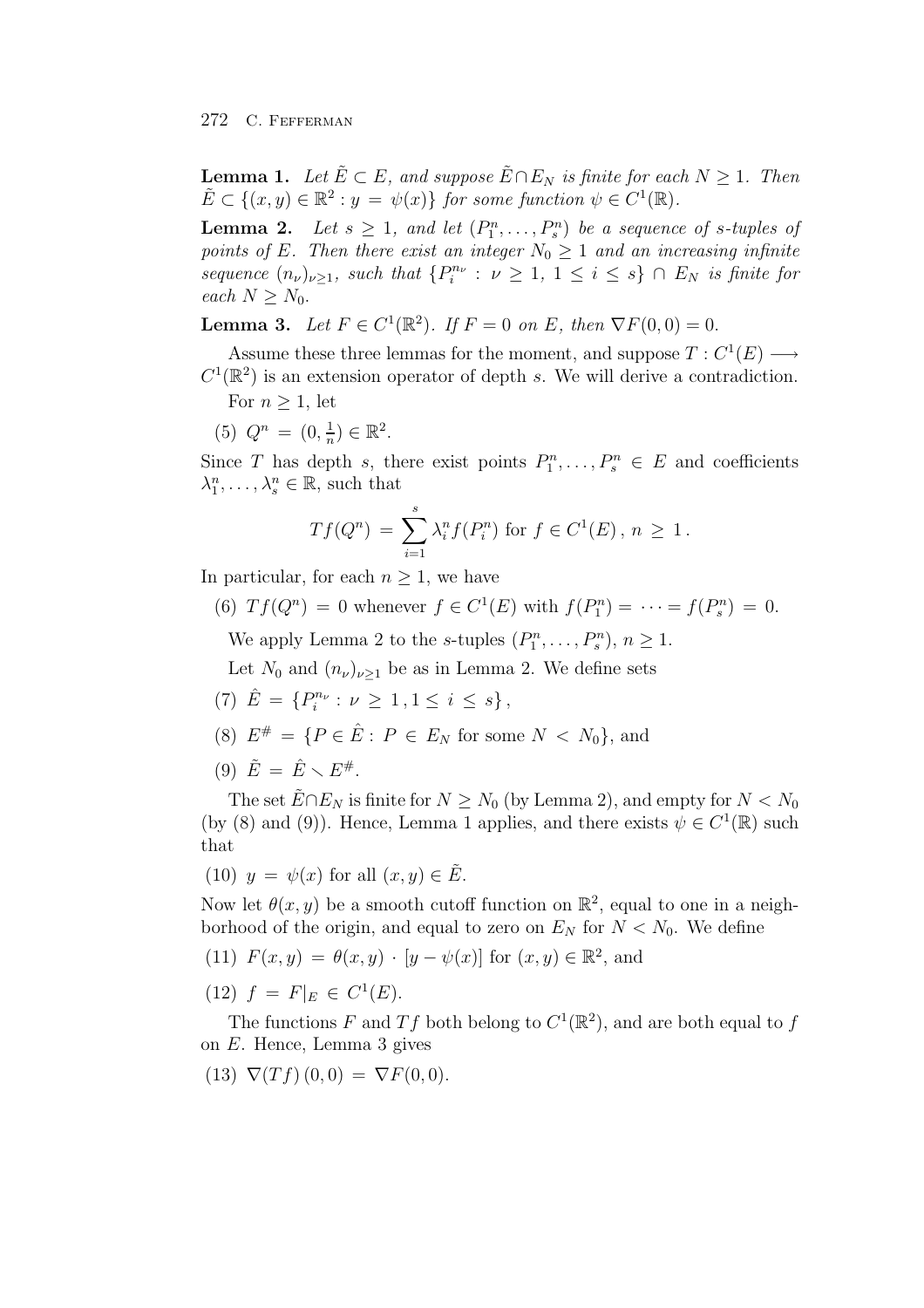**Lemma 1.** *Let $\tilde{E} \subset E$, and suppose $\tilde{E} \cap E_N$ is finite for each $N \geq 1$. Then $\tilde{E} \subset \{(x,y) \in \mathbb{R}^2 : y = \psi(x)\}$ for some function $\psi \in C^1(\mathbb{R})$.*

**Lemma 2.** *Let $s \geq 1$, and let $(P_1^n, \ldots, P_s^n)$ be a sequence of $s$-tuples of points of $E$. Then there exist an integer $N_0 \geq 1$ and an increasing infinite sequence $(n_\nu)_{\nu \geq 1}$, such that $\{P_i^{n_\nu} : \nu \geq 1,\ 1 \leq i \leq s\} \cap E_N$ is finite for each $N \geq N_0$.*

**Lemma 3.** *Let $F \in C^1(\mathbb{R}^2)$. If $F = 0$ on $E$, then $\nabla F(0,0) = 0$.*

Assume these three lemmas for the moment, and suppose $T : C^1(E) \longrightarrow C^1(\mathbb{R}^2)$ is an extension operator of depth $s$. We will derive a contradiction.

For $n \geq 1$, let

(5) $Q^n = (0, \frac{1}{n}) \in \mathbb{R}^2$.

Since $T$ has depth $s$, there exist points $P_1^n, \ldots, P_s^n \in E$ and coefficients $\lambda_1^n, \ldots, \lambda_s^n \in \mathbb{R}$, such that

$$Tf(Q^n) = \sum_{i=1}^{s} \lambda_i^n f(P_i^n) \text{ for } f \in C^1(E)\,,\ n \geq 1\,.$$

In particular, for each $n \geq 1$, we have

(6) $Tf(Q^n) = 0$ whenever $f \in C^1(E)$ with $f(P_1^n) = \cdots = f(P_s^n) = 0$.

We apply Lemma 2 to the $s$-tuples $(P_1^n, \ldots, P_s^n)$, $n \geq 1$.

Let $N_0$ and $(n_\nu)_{\nu \geq 1}$ be as in Lemma 2. We define sets

(7) $\hat{E} = \{P_i^{n_\nu} : \nu \geq 1\,, 1 \leq i \leq s\}$,

(8) $E^\# = \{P \in \hat{E} : P \in E_N \text{ for some } N < N_0\}$, and

(9) $\tilde{E} = \hat{E} \setminus E^\#$.

The set $\tilde{E} \cap E_N$ is finite for $N \geq N_0$ (by Lemma 2), and empty for $N < N_0$ (by (8) and (9)). Hence, Lemma 1 applies, and there exists $\psi \in C^1(\mathbb{R})$ such that

(10) $y = \psi(x)$ for all $(x,y) \in \tilde{E}$.

Now let $\theta(x,y)$ be a smooth cutoff function on $\mathbb{R}^2$, equal to one in a neighborhood of the origin, and equal to zero on $E_N$ for $N < N_0$. We define

(11) $F(x,y) = \theta(x,y) \cdot [y - \psi(x)]$ for $(x,y) \in \mathbb{R}^2$, and

(12) $f = F|_E \in C^1(E)$.

The functions $F$ and $Tf$ both belong to $C^1(\mathbb{R}^2)$, and are both equal to $f$ on $E$. Hence, Lemma 3 gives

(13) $\nabla(Tf)\,(0,0) = \nabla F(0,0)$.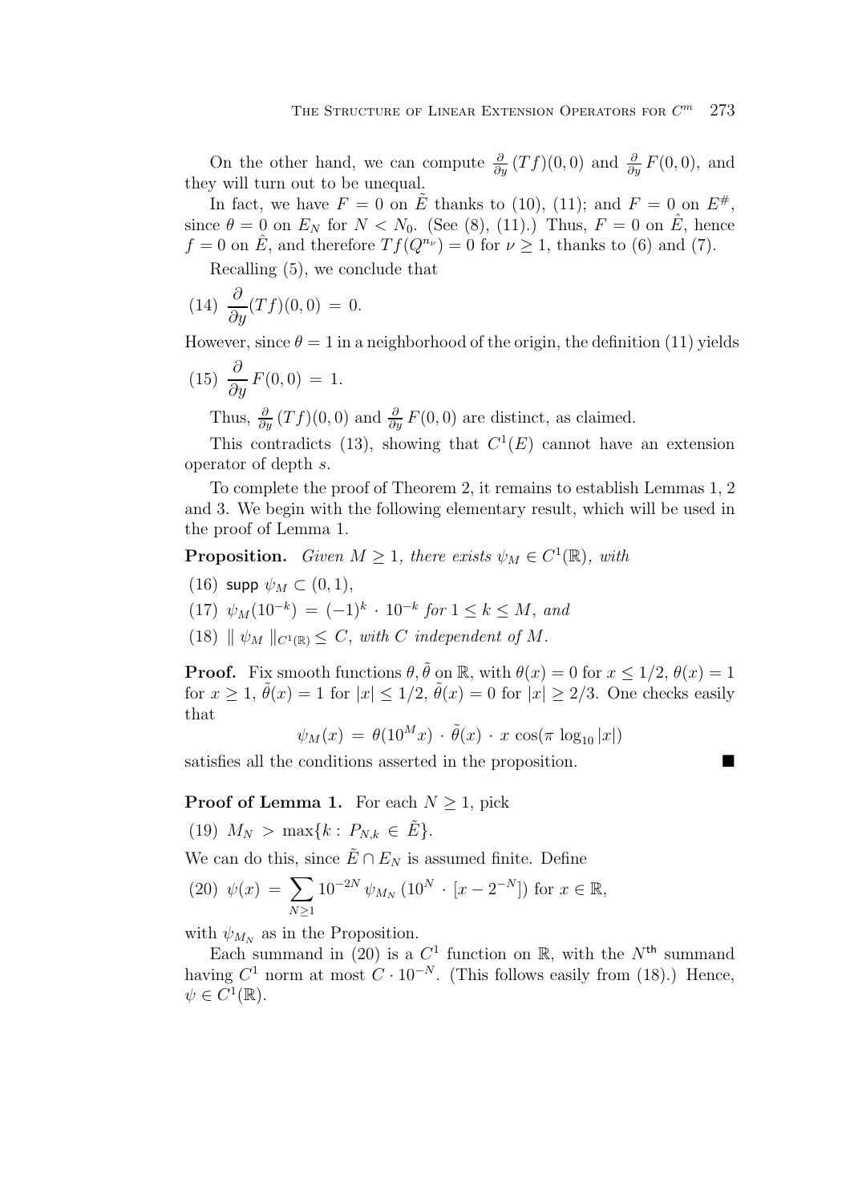On the other hand, we can compute $\frac{\partial}{\partial y}(Tf)(0,0)$ and $\frac{\partial}{\partial y}F(0,0)$, and they will turn out to be unequal.

In fact, we have $F = 0$ on $\tilde{E}$ thanks to (10), (11); and $F = 0$ on $E^{\#}$, since $\theta = 0$ on $E_N$ for $N < N_0$. (See (8), (11).) Thus, $F = 0$ on $\hat{E}$, hence $f = 0$ on $\hat{E}$, and therefore $Tf(Q^{n_\nu}) = 0$ for $\nu \geq 1$, thanks to (6) and (7).

Recalling (5), we conclude that

(14) $\dfrac{\partial}{\partial y}(Tf)(0,0) \, = \, 0.$

However, since $\theta = 1$ in a neighborhood of the origin, the definition (11) yields

(15) $\dfrac{\partial}{\partial y}F(0,0) \, = \, 1.$

Thus, $\frac{\partial}{\partial y}(Tf)(0,0)$ and $\frac{\partial}{\partial y}F(0,0)$ are distinct, as claimed.

This contradicts (13), showing that $C^1(E)$ cannot have an extension operator of depth $s$.

To complete the proof of Theorem 2, it remains to establish Lemmas 1, 2 and 3. We begin with the following elementary result, which will be used in the proof of Lemma 1.

**Proposition.** *Given $M \geq 1$, there exists $\psi_M \in C^1(\mathbb{R})$, with*

(16) $\mathsf{supp}\ \psi_M \subset (0,1)$,

(17) $\psi_M(10^{-k}) \, = \, (-1)^k \cdot 10^{-k}$ *for* $1 \leq k \leq M$, *and*

(18) $\| \, \psi_M \, \|_{C^1(\mathbb{R})} \leq C$, *with $C$ independent of $M$.*

**Proof.** Fix smooth functions $\theta, \tilde{\theta}$ on $\mathbb{R}$, with $\theta(x) = 0$ for $x \leq 1/2$, $\theta(x) = 1$ for $x \geq 1$, $\tilde{\theta}(x) = 1$ for $|x| \leq 1/2$, $\tilde{\theta}(x) = 0$ for $|x| \geq 2/3$. One checks easily that

$$\psi_M(x) \, = \, \theta(10^M x) \cdot \tilde{\theta}(x) \cdot x \, \cos(\pi \, \log_{10} |x|)$$

satisfies all the conditions asserted in the proposition. ∎

**Proof of Lemma 1.** For each $N \geq 1$, pick

(19) $M_N \, > \, \max\{k : \, P_{N,k} \, \in \, \tilde{E}\}.$

We can do this, since $\tilde{E} \cap E_N$ is assumed finite. Define

(20) $\psi(x) \, = \, \displaystyle\sum_{N \geq 1} 10^{-2N} \, \psi_{M_N} \, (10^N \, \cdot \, [x - 2^{-N}])$ for $x \in \mathbb{R}$,

with $\psi_{M_N}$ as in the Proposition.

Each summand in (20) is a $C^1$ function on $\mathbb{R}$, with the $N^{\mathsf{th}}$ summand having $C^1$ norm at most $C \cdot 10^{-N}$. (This follows easily from (18).) Hence, $\psi \in C^1(\mathbb{R})$.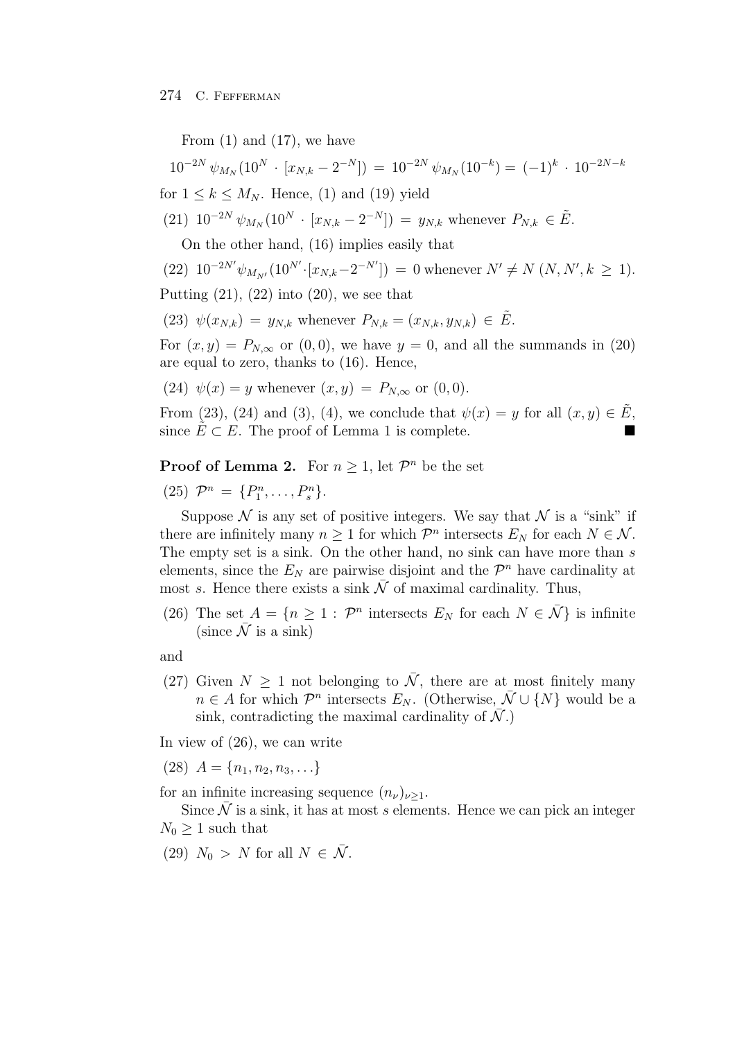From (1) and (17), we have

$$10^{-2N}\,\psi_{M_N}(10^N \cdot [x_{N,k} - 2^{-N}]) = 10^{-2N}\,\psi_{M_N}(10^{-k}) = (-1)^k \cdot 10^{-2N-k}$$

for $1 \leq k \leq M_N$. Hence, (1) and (19) yield

(21) $10^{-2N}\,\psi_{M_N}(10^N \cdot [x_{N,k} - 2^{-N}]) = y_{N,k}$ whenever $P_{N,k} \in \tilde{E}$.

On the other hand, (16) implies easily that

(22) $10^{-2N'}\psi_{M_{N'}}(10^{N'}\cdot[x_{N,k}-2^{-N'}]) = 0$ whenever $N' \neq N$ $(N, N', k \geq 1)$.

Putting (21), (22) into (20), we see that

(23) $\psi(x_{N,k}) = y_{N,k}$ whenever $P_{N,k} = (x_{N,k}, y_{N,k}) \in \tilde{E}$.

For $(x, y) = P_{N,\infty}$ or $(0, 0)$, we have $y = 0$, and all the summands in (20) are equal to zero, thanks to (16). Hence,

(24) $\psi(x) = y$ whenever $(x, y) = P_{N,\infty}$ or $(0, 0)$.

From (23), (24) and (3), (4), we conclude that $\psi(x) = y$ for all $(x, y) \in \tilde{E}$, since $\tilde{E} \subset E$. The proof of Lemma 1 is complete. ∎

**Proof of Lemma 2.** For $n \geq 1$, let $\mathcal{P}^n$ be the set

(25) $\mathcal{P}^n = \{P_1^n, \ldots, P_s^n\}$.

Suppose $\mathcal{N}$ is any set of positive integers. We say that $\mathcal{N}$ is a "sink" if there are infinitely many $n \geq 1$ for which $\mathcal{P}^n$ intersects $E_N$ for each $N \in \mathcal{N}$. The empty set is a sink. On the other hand, no sink can have more than $s$ elements, since the $E_N$ are pairwise disjoint and the $\mathcal{P}^n$ have cardinality at most $s$. Hence there exists a sink $\bar{\mathcal{N}}$ of maximal cardinality. Thus,

(26) The set $A = \{n \geq 1 : \mathcal{P}^n$ intersects $E_N$ for each $N \in \bar{\mathcal{N}}\}$ is infinite (since $\bar{\mathcal{N}}$ is a sink)

and

(27) Given $N \geq 1$ not belonging to $\bar{\mathcal{N}}$, there are at most finitely many $n \in A$ for which $\mathcal{P}^n$ intersects $E_N$. (Otherwise, $\bar{\mathcal{N}} \cup \{N\}$ would be a sink, contradicting the maximal cardinality of $\bar{\mathcal{N}}$.)

In view of (26), we can write

(28) $A = \{n_1, n_2, n_3, \ldots\}$

for an infinite increasing sequence $(n_\nu)_{\nu \geq 1}$.

Since $\bar{\mathcal{N}}$ is a sink, it has at most $s$ elements. Hence we can pick an integer $N_0 \geq 1$ such that

(29) $N_0 > N$ for all $N \in \bar{\mathcal{N}}$.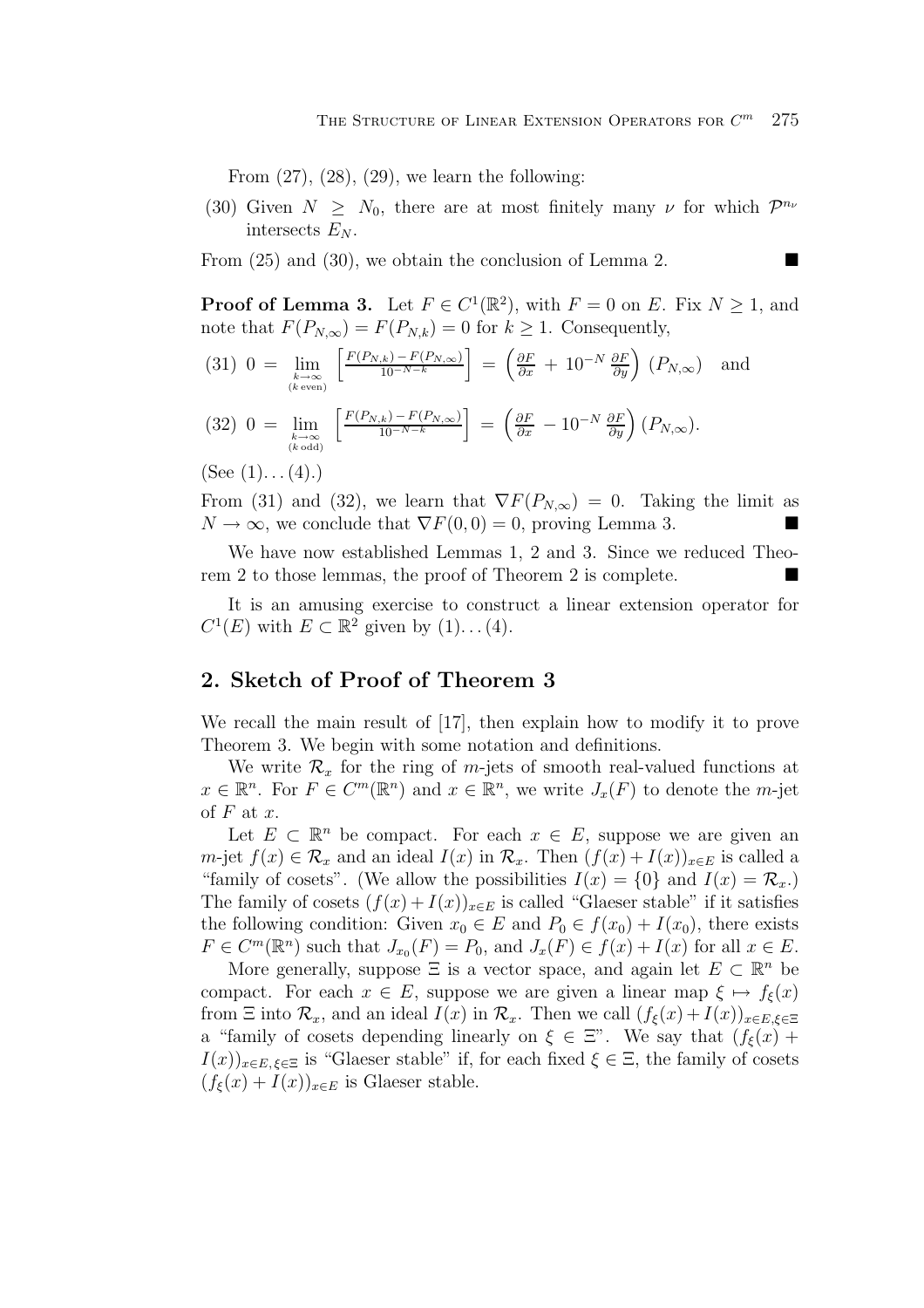From (27), (28), (29), we learn the following:

(30) Given $N \geq N_0$, there are at most finitely many $\nu$ for which $\mathcal{P}^{n_\nu}$ intersects $E_N$.

From (25) and (30), we obtain the conclusion of Lemma 2. ■

**Proof of Lemma 3.** Let $F \in C^1(\mathbb{R}^2)$, with $F = 0$ on $E$. Fix $N \geq 1$, and note that $F(P_{N,\infty}) = F(P_{N,k}) = 0$ for $k \geq 1$. Consequently,

$$(31)\ \ 0 = \lim_{\substack{k\to\infty \\ (k \text{ even})}} \left[\frac{F(P_{N,k}) - F(P_{N,\infty})}{10^{-N-k}}\right] = \left(\frac{\partial F}{\partial x} + 10^{-N}\frac{\partial F}{\partial y}\right)(P_{N,\infty}) \quad \text{and}$$

$$(32)\ \ 0 = \lim_{\substack{k\to\infty \\ (k \text{ odd})}} \left[\frac{F(P_{N,k}) - F(P_{N,\infty})}{10^{-N-k}}\right] = \left(\frac{\partial F}{\partial x} - 10^{-N}\frac{\partial F}{\partial y}\right)(P_{N,\infty}).$$

(See (1)...(4).)

From (31) and (32), we learn that $\nabla F(P_{N,\infty}) = 0$. Taking the limit as $N \to \infty$, we conclude that $\nabla F(0,0) = 0$, proving Lemma 3. ■

We have now established Lemmas 1, 2 and 3. Since we reduced Theorem 2 to those lemmas, the proof of Theorem 2 is complete. ■

It is an amusing exercise to construct a linear extension operator for $C^1(E)$ with $E \subset \mathbb{R}^2$ given by (1)...(4).

## 2. Sketch of Proof of Theorem 3

We recall the main result of [17], then explain how to modify it to prove Theorem 3. We begin with some notation and definitions.

We write $\mathcal{R}_x$ for the ring of $m$-jets of smooth real-valued functions at $x \in \mathbb{R}^n$. For $F \in C^m(\mathbb{R}^n)$ and $x \in \mathbb{R}^n$, we write $J_x(F)$ to denote the $m$-jet of $F$ at $x$.

Let $E \subset \mathbb{R}^n$ be compact. For each $x \in E$, suppose we are given an $m$-jet $f(x) \in \mathcal{R}_x$ and an ideal $I(x)$ in $\mathcal{R}_x$. Then $(f(x) + I(x))_{x\in E}$ is called a "family of cosets". (We allow the possibilities $I(x) = \{0\}$ and $I(x) = \mathcal{R}_x$.) The family of cosets $(f(x)+I(x))_{x\in E}$ is called "Glaeser stable" if it satisfies the following condition: Given $x_0 \in E$ and $P_0 \in f(x_0) + I(x_0)$, there exists $F \in C^m(\mathbb{R}^n)$ such that $J_{x_0}(F) = P_0$, and $J_x(F) \in f(x) + I(x)$ for all $x \in E$.

More generally, suppose $\Xi$ is a vector space, and again let $E \subset \mathbb{R}^n$ be compact. For each $x \in E$, suppose we are given a linear map $\xi \mapsto f_\xi(x)$ from $\Xi$ into $\mathcal{R}_x$, and an ideal $I(x)$ in $\mathcal{R}_x$. Then we call $(f_\xi(x)+I(x))_{x\in E,\xi\in\Xi}$ a "family of cosets depending linearly on $\xi \in \Xi$". We say that $(f_\xi(x) + I(x))_{x\in E,\xi\in\Xi}$ is "Glaeser stable" if, for each fixed $\xi \in \Xi$, the family of cosets $(f_\xi(x) + I(x))_{x\in E}$ is Glaeser stable.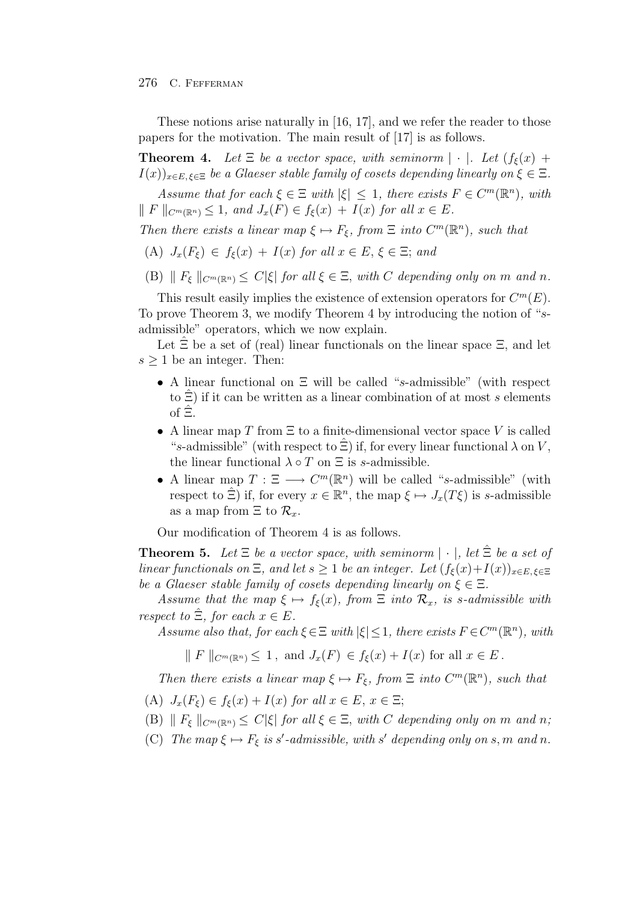These notions arise naturally in [16, 17], and we refer the reader to those papers for the motivation. The main result of [17] is as follows.

**Theorem 4.** *Let $\Xi$ be a vector space, with seminorm $|\cdot|$. Let $(f_\xi(x) + I(x))_{x\in E,\xi\in\Xi}$ be a Glaeser stable family of cosets depending linearly on $\xi \in \Xi$.*

*Assume that for each $\xi \in \Xi$ with $|\xi| \leq 1$, there exists $F \in C^m(\mathbb{R}^n)$, with $\| F \|_{C^m(\mathbb{R}^n)} \leq 1$, and $J_x(F) \in f_\xi(x) + I(x)$ for all $x \in E$.*

*Then there exists a linear map $\xi \mapsto F_\xi$, from $\Xi$ into $C^m(\mathbb{R}^n)$, such that*

(A) *$J_x(F_\xi) \in f_\xi(x) + I(x)$ for all $x \in E$, $\xi \in \Xi$; and*

(B) *$\| F_\xi \|_{C^m(\mathbb{R}^n)} \leq C|\xi|$ for all $\xi \in \Xi$, with $C$ depending only on $m$ and $n$.*

This result easily implies the existence of extension operators for $C^m(E)$. To prove Theorem 3, we modify Theorem 4 by introducing the notion of "$s$-admissible" operators, which we now explain.

Let $\hat{\Xi}$ be a set of (real) linear functionals on the linear space $\Xi$, and let $s \geq 1$ be an integer. Then:

- A linear functional on $\Xi$ will be called "$s$-admissible" (with respect to $\hat{\Xi}$) if it can be written as a linear combination of at most $s$ elements of $\hat{\Xi}$.
- A linear map $T$ from $\Xi$ to a finite-dimensional vector space $V$ is called "$s$-admissible" (with respect to $\hat{\Xi}$) if, for every linear functional $\lambda$ on $V$, the linear functional $\lambda \circ T$ on $\Xi$ is $s$-admissible.
- A linear map $T : \Xi \longrightarrow C^m(\mathbb{R}^n)$ will be called "$s$-admissible" (with respect to $\hat{\Xi}$) if, for every $x \in \mathbb{R}^n$, the map $\xi \mapsto J_x(T\xi)$ is $s$-admissible as a map from $\Xi$ to $\mathcal{R}_x$.

Our modification of Theorem 4 is as follows.

**Theorem 5.** *Let $\Xi$ be a vector space, with seminorm $|\cdot|$, let $\hat{\Xi}$ be a set of linear functionals on $\Xi$, and let $s \geq 1$ be an integer. Let $(f_\xi(x)+I(x))_{x\in E,\xi\in\Xi}$ be a Glaeser stable family of cosets depending linearly on $\xi \in \Xi$.*

*Assume that the map $\xi \mapsto f_\xi(x)$, from $\Xi$ into $\mathcal{R}_x$, is $s$-admissible with respect to $\hat{\Xi}$, for each $x \in E$.*

*Assume also that, for each $\xi \in \Xi$ with $|\xi| \leq 1$, there exists $F \in C^m(\mathbb{R}^n)$, with*

$$\| F \|_{C^m(\mathbb{R}^n)} \leq 1\,, \text{ and } J_x(F) \in f_\xi(x) + I(x) \text{ for all } x \in E\,.$$

*Then there exists a linear map $\xi \mapsto F_\xi$, from $\Xi$ into $C^m(\mathbb{R}^n)$, such that*

(A) *$J_x(F_\xi) \in f_\xi(x) + I(x)$ for all $x \in E$, $x \in \Xi$;*

(B) *$\| F_\xi \|_{C^m(\mathbb{R}^n)} \leq C|\xi|$ for all $\xi \in \Xi$, with $C$ depending only on $m$ and $n$;*

(C) *The map $\xi \mapsto F_\xi$ is $s'$-admissible, with $s'$ depending only on $s, m$ and $n$.*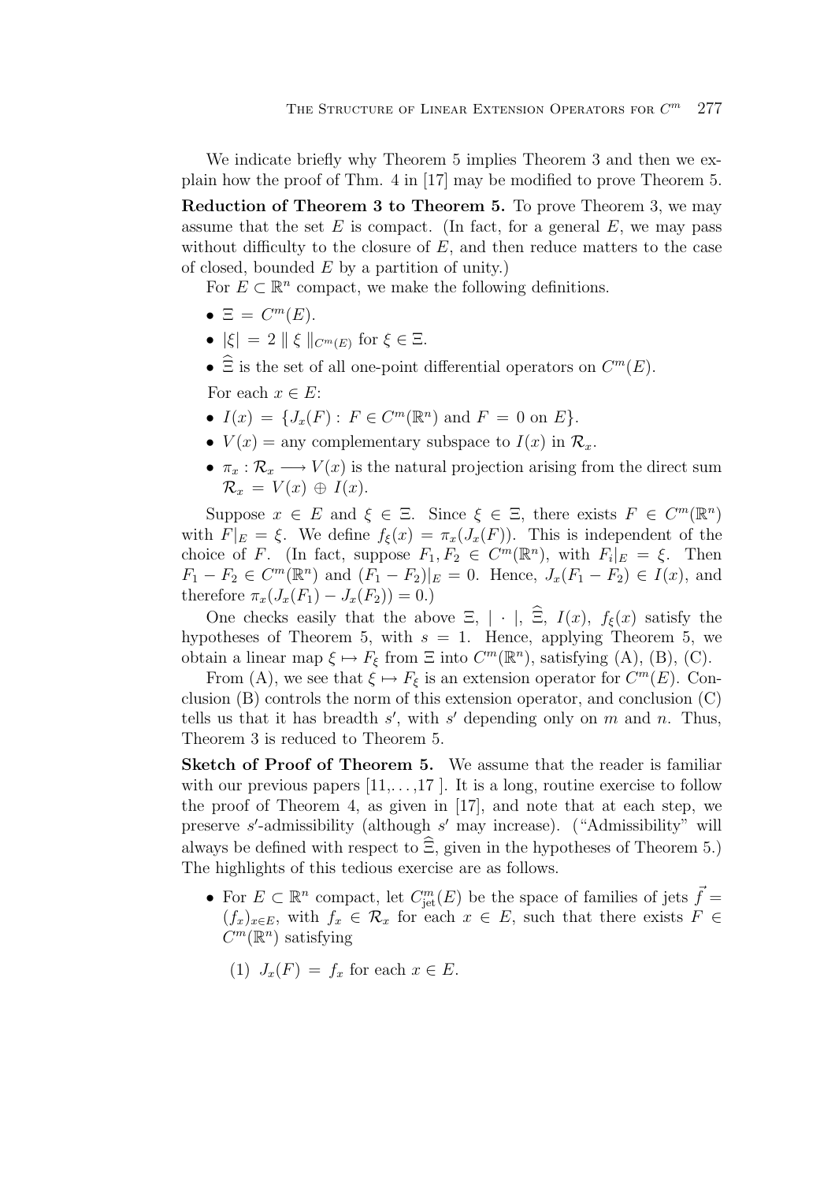We indicate briefly why Theorem 5 implies Theorem 3 and then we explain how the proof of Thm. 4 in [17] may be modified to prove Theorem 5.

**Reduction of Theorem 3 to Theorem 5.** To prove Theorem 3, we may assume that the set $E$ is compact. (In fact, for a general $E$, we may pass without difficulty to the closure of $E$, and then reduce matters to the case of closed, bounded $E$ by a partition of unity.)

For $E \subset \mathbb{R}^n$ compact, we make the following definitions.

- $\Xi = C^m(E)$.
- $|\xi| = 2 \parallel \xi \parallel_{C^m(E)}$ for $\xi \in \Xi$.
- $\widehat{\Xi}$ is the set of all one-point differential operators on $C^m(E)$.

For each $x \in E$:

- $I(x) = \{J_x(F) : F \in C^m(\mathbb{R}^n) \text{ and } F = 0 \text{ on } E\}$.
- $V(x) =$ any complementary subspace to $I(x)$ in $\mathcal{R}_x$.
- $\pi_x : \mathcal{R}_x \longrightarrow V(x)$ is the natural projection arising from the direct sum $\mathcal{R}_x = V(x) \oplus I(x)$.

Suppose $x \in E$ and $\xi \in \Xi$. Since $\xi \in \Xi$, there exists $F \in C^m(\mathbb{R}^n)$ with $F|_E = \xi$. We define $f_\xi(x) = \pi_x(J_x(F))$. This is independent of the choice of $F$. (In fact, suppose $F_1, F_2 \in C^m(\mathbb{R}^n)$, with $F_i|_E = \xi$. Then $F_1 - F_2 \in C^m(\mathbb{R}^n)$ and $(F_1 - F_2)|_E = 0$. Hence, $J_x(F_1 - F_2) \in I(x)$, and therefore $\pi_x(J_x(F_1) - J_x(F_2)) = 0$.)

One checks easily that the above $\Xi$, $|\cdot|$, $\widehat{\Xi}$, $I(x)$, $f_\xi(x)$ satisfy the hypotheses of Theorem 5, with $s = 1$. Hence, applying Theorem 5, we obtain a linear map $\xi \mapsto F_\xi$ from $\Xi$ into $C^m(\mathbb{R}^n)$, satisfying (A), (B), (C).

From (A), we see that $\xi \mapsto F_\xi$ is an extension operator for $C^m(E)$. Conclusion (B) controls the norm of this extension operator, and conclusion (C) tells us that it has breadth $s'$, with $s'$ depending only on $m$ and $n$. Thus, Theorem 3 is reduced to Theorem 5.

**Sketch of Proof of Theorem 5.** We assume that the reader is familiar with our previous papers [11,...,17 ]. It is a long, routine exercise to follow the proof of Theorem 4, as given in [17], and note that at each step, we preserve $s'$-admissibility (although $s'$ may increase). ("Admissibility" will always be defined with respect to $\widehat{\Xi}$, given in the hypotheses of Theorem 5.) The highlights of this tedious exercise are as follows.

- For $E \subset \mathbb{R}^n$ compact, let $C^m_{\text{jet}}(E)$ be the space of families of jets $\vec{f} = (f_x)_{x \in E}$, with $f_x \in \mathcal{R}_x$ for each $x \in E$, such that there exists $F \in C^m(\mathbb{R}^n)$ satisfying

  (1) $J_x(F) = f_x$ for each $x \in E$.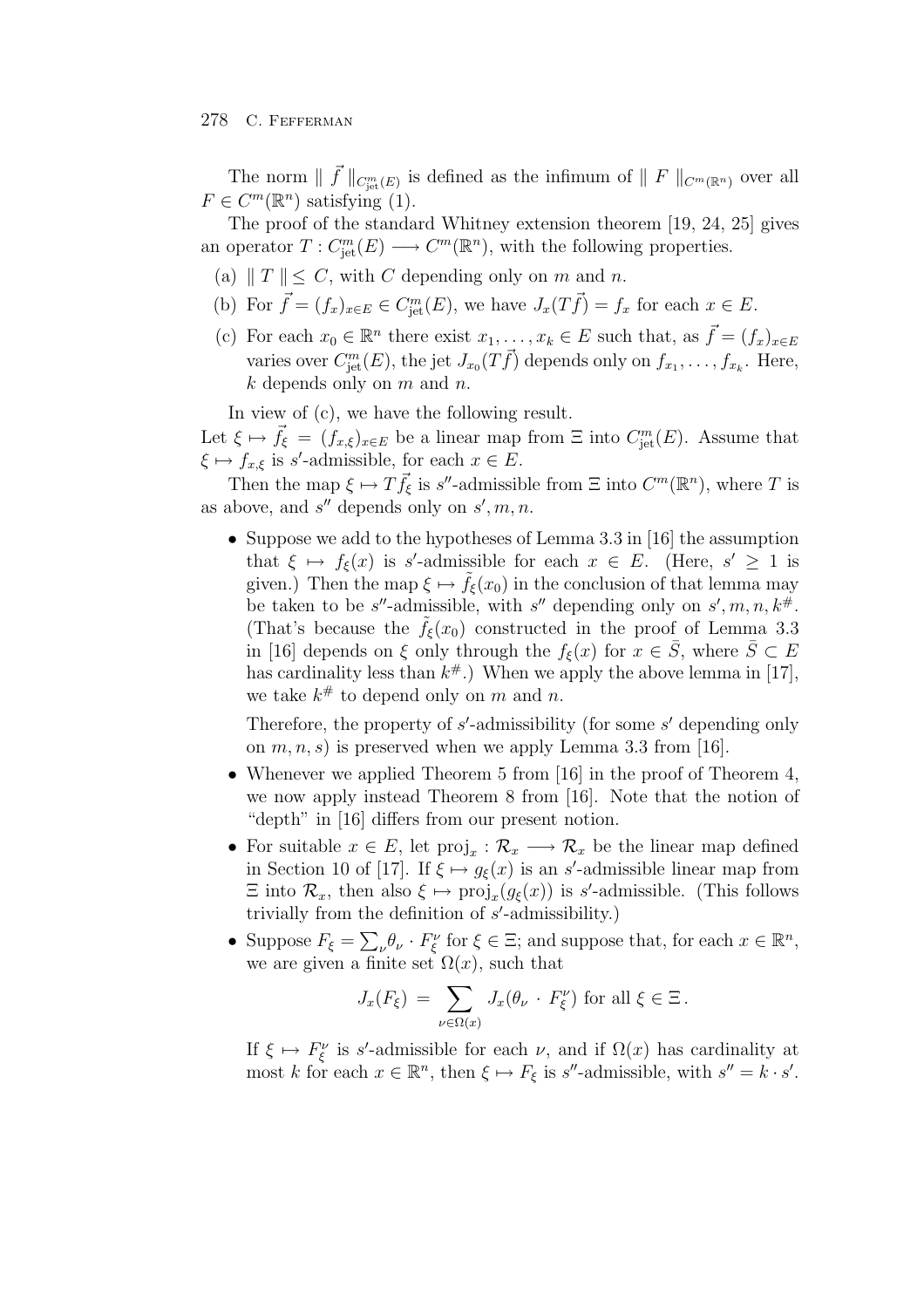The norm $\| \vec{f} \|_{C^m_{\text{jet}}(E)}$ is defined as the infimum of $\| F \|_{C^m(\mathbb{R}^n)}$ over all $F \in C^m(\mathbb{R}^n)$ satisfying (1).

The proof of the standard Whitney extension theorem [19, 24, 25] gives an operator $T : C^m_{\text{jet}}(E) \longrightarrow C^m(\mathbb{R}^n)$, with the following properties.

(a) $\| T \| \leq C$, with $C$ depending only on $m$ and $n$.

(b) For $\vec{f} = (f_x)_{x \in E} \in C^m_{\text{jet}}(E)$, we have $J_x(T\vec{f}) = f_x$ for each $x \in E$.

(c) For each $x_0 \in \mathbb{R}^n$ there exist $x_1, \ldots, x_k \in E$ such that, as $\vec{f} = (f_x)_{x \in E}$ varies over $C^m_{\text{jet}}(E)$, the jet $J_{x_0}(T\vec{f})$ depends only on $f_{x_1}, \ldots, f_{x_k}$. Here, $k$ depends only on $m$ and $n$.

In view of (c), we have the following result.

Let $\xi \mapsto \vec{f}_\xi = (f_{x,\xi})_{x \in E}$ be a linear map from $\Xi$ into $C^m_{\text{jet}}(E)$. Assume that $\xi \mapsto f_{x,\xi}$ is $s'$-admissible, for each $x \in E$.

Then the map $\xi \mapsto T\vec{f}_\xi$ is $s''$-admissible from $\Xi$ into $C^m(\mathbb{R}^n)$, where $T$ is as above, and $s''$ depends only on $s', m, n$.

- Suppose we add to the hypotheses of Lemma 3.3 in [16] the assumption that $\xi \mapsto f_\xi(x)$ is $s'$-admissible for each $x \in E$. (Here, $s' \geq 1$ is given.) Then the map $\xi \mapsto \tilde{f}_\xi(x_0)$ in the conclusion of that lemma may be taken to be $s''$-admissible, with $s''$ depending only on $s', m, n, k^\#$. (That's because the $\tilde{f}_\xi(x_0)$ constructed in the proof of Lemma 3.3 in [16] depends on $\xi$ only through the $f_\xi(x)$ for $x \in \bar{S}$, where $\bar{S} \subset E$ has cardinality less than $k^\#$.) When we apply the above lemma in [17], we take $k^\#$ to depend only on $m$ and $n$.

  Therefore, the property of $s'$-admissibility (for some $s'$ depending only on $m, n, s$) is preserved when we apply Lemma 3.3 from [16].

- Whenever we applied Theorem 5 from [16] in the proof of Theorem 4, we now apply instead Theorem 8 from [16]. Note that the notion of "depth" in [16] differs from our present notion.

- For suitable $x \in E$, let $\text{proj}_x : \mathcal{R}_x \longrightarrow \mathcal{R}_x$ be the linear map defined in Section 10 of [17]. If $\xi \mapsto g_\xi(x)$ is an $s'$-admissible linear map from $\Xi$ into $\mathcal{R}_x$, then also $\xi \mapsto \text{proj}_x(g_\xi(x))$ is $s'$-admissible. (This follows trivially from the definition of $s'$-admissibility.)

- Suppose $F_\xi = \sum_\nu \theta_\nu \cdot F^\nu_\xi$ for $\xi \in \Xi$; and suppose that, for each $x \in \mathbb{R}^n$, we are given a finite set $\Omega(x)$, such that

$$J_x(F_\xi) = \sum_{\nu \in \Omega(x)} J_x(\theta_\nu \cdot F^\nu_\xi) \text{ for all } \xi \in \Xi\,.$$

  If $\xi \mapsto F^\nu_\xi$ is $s'$-admissible for each $\nu$, and if $\Omega(x)$ has cardinality at most $k$ for each $x \in \mathbb{R}^n$, then $\xi \mapsto F_\xi$ is $s''$-admissible, with $s'' = k \cdot s'$.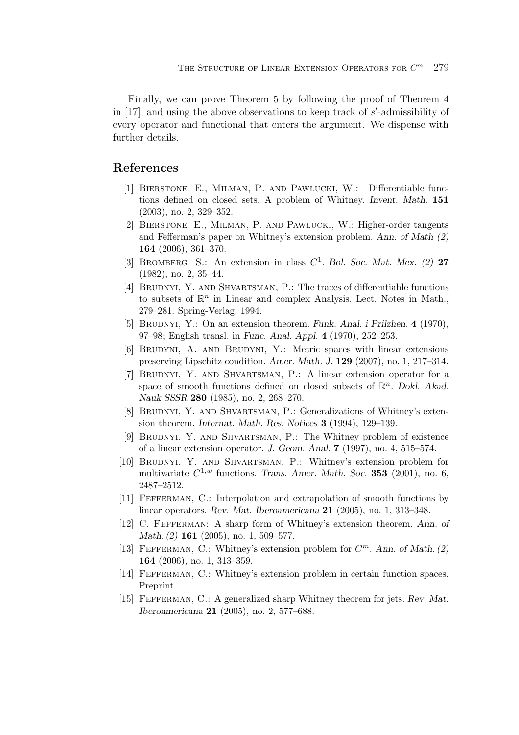Finally, we can prove Theorem 5 by following the proof of Theorem 4 in [17], and using the above observations to keep track of $s'$-admissibility of every operator and functional that enters the argument. We dispense with further details.

## References

[1] Bierstone, E., Milman, P. and Pawłucki, W.: Differentiable functions defined on closed sets. A problem of Whitney. *Invent. Math.* **151** (2003), no. 2, 329–352.

[2] Bierstone, E., Milman, P. and Pawłucki, W.: Higher-order tangents and Fefferman's paper on Whitney's extension problem. *Ann. of Math (2)* **164** (2006), 361–370.

[3] Bromberg, S.: An extension in class $C^1$. *Bol. Soc. Mat. Mex. (2)* **27** (1982), no. 2, 35–44.

[4] Brudnyi, Y. and Shvartsman, P.: The traces of differentiable functions to subsets of $\mathbb{R}^n$ in Linear and complex Analysis. Lect. Notes in Math., 279–281. Spring-Verlag, 1994.

[5] Brudnyi, Y.: On an extension theorem. *Funk. Anal. i Prilzhen.* **4** (1970), 97–98; English transl. in *Func. Anal. Appl.* **4** (1970), 252–253.

[6] Brudyni, A. and Brudyni, Y.: Metric spaces with linear extensions preserving Lipschitz condition. *Amer. Math. J.* **129** (2007), no. 1, 217–314.

[7] Brudnyi, Y. and Shvartsman, P.: A linear extension operator for a space of smooth functions defined on closed subsets of $\mathbb{R}^n$. *Dokl. Akad. Nauk SSSR* **280** (1985), no. 2, 268–270.

[8] Brudnyi, Y. and Shvartsman, P.: Generalizations of Whitney's extension theorem. *Internat. Math. Res. Notices* **3** (1994), 129–139.

[9] Brudnyi, Y. and Shvartsman, P.: The Whitney problem of existence of a linear extension operator. *J. Geom. Anal.* **7** (1997), no. 4, 515–574.

[10] Brudnyi, Y. and Shvartsman, P.: Whitney's extension problem for multivariate $C^{1,w}$ functions. *Trans. Amer. Math. Soc.* **353** (2001), no. 6, 2487–2512.

[11] Fefferman, C.: Interpolation and extrapolation of smooth functions by linear operators. *Rev. Mat. Iberoamericana* **21** (2005), no. 1, 313–348.

[12] C. Fefferman: A sharp form of Whitney's extension theorem. *Ann. of Math. (2)* **161** (2005), no. 1, 509–577.

[13] Fefferman, C.: Whitney's extension problem for $C^m$. *Ann. of Math. (2)* **164** (2006), no. 1, 313–359.

[14] Fefferman, C.: Whitney's extension problem in certain function spaces. Preprint.

[15] Fefferman, C.: A generalized sharp Whitney theorem for jets. *Rev. Mat. Iberoamericana* **21** (2005), no. 2, 577–688.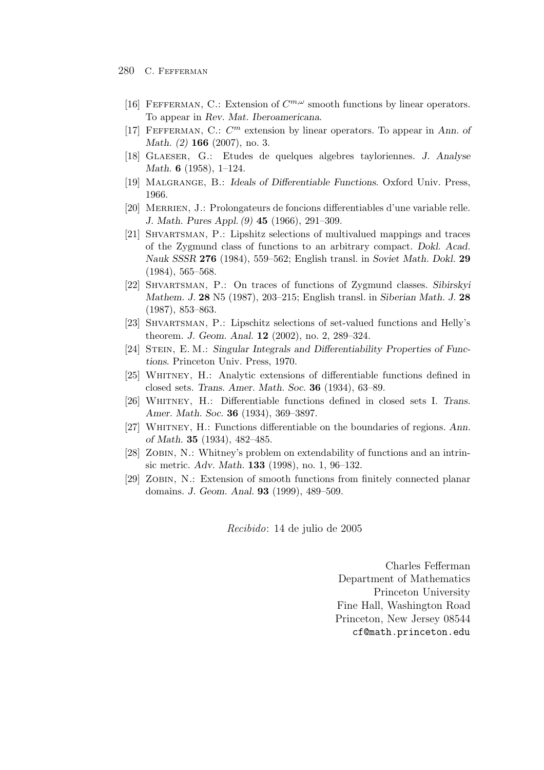[16] Fefferman, C.: Extension of $C^{m,\omega}$ smooth functions by linear operators. To appear in *Rev. Mat. Iberoamericana*.

[17] Fefferman, C.: $C^m$ extension by linear operators. To appear in *Ann. of Math. (2)* **166** (2007), no. 3.

[18] Glaeser, G.: Etudes de quelques algebres tayloriennes. *J. Analyse Math.* **6** (1958), 1–124.

[19] Malgrange, B.: *Ideals of Differentiable Functions*. Oxford Univ. Press, 1966.

[20] Merrien, J.: Prolongateurs de foncions differentiables d'une variable relle. *J. Math. Pures Appl. (9)* **45** (1966), 291–309.

[21] Shvartsman, P.: Lipshitz selections of multivalued mappings and traces of the Zygmund class of functions to an arbitrary compact. *Dokl. Acad. Nauk SSSR* **276** (1984), 559–562; English transl. in *Soviet Math. Dokl.* **29** (1984), 565–568.

[22] Shvartsman, P.: On traces of functions of Zygmund classes. *Sibirskyi Mathem. J.* **28** N5 (1987), 203–215; English transl. in *Siberian Math. J.* **28** (1987), 853–863.

[23] Shvartsman, P.: Lipschitz selections of set-valued functions and Helly's theorem. *J. Geom. Anal.* **12** (2002), no. 2, 289–324.

[24] Stein, E. M.: *Singular Integrals and Differentiability Properties of Functions*. Princeton Univ. Press, 1970.

[25] Whitney, H.: Analytic extensions of differentiable functions defined in closed sets. *Trans. Amer. Math. Soc.* **36** (1934), 63–89.

[26] Whitney, H.: Differentiable functions defined in closed sets I. *Trans. Amer. Math. Soc.* **36** (1934), 369–3897.

[27] Whitney, H.: Functions differentiable on the boundaries of regions. *Ann. of Math.* **35** (1934), 482–485.

[28] Zobin, N.: Whitney's problem on extendability of functions and an intrinsic metric. *Adv. Math.* **133** (1998), no. 1, 96–132.

[29] Zobin, N.: Extension of smooth functions from finitely connected planar domains. *J. Geom. Anal.* **93** (1999), 489–509.

*Recibido*: 14 de julio de 2005

Charles Fefferman
Department of Mathematics
Princeton University
Fine Hall, Washington Road
Princeton, New Jersey 08544
cf@math.princeton.edu